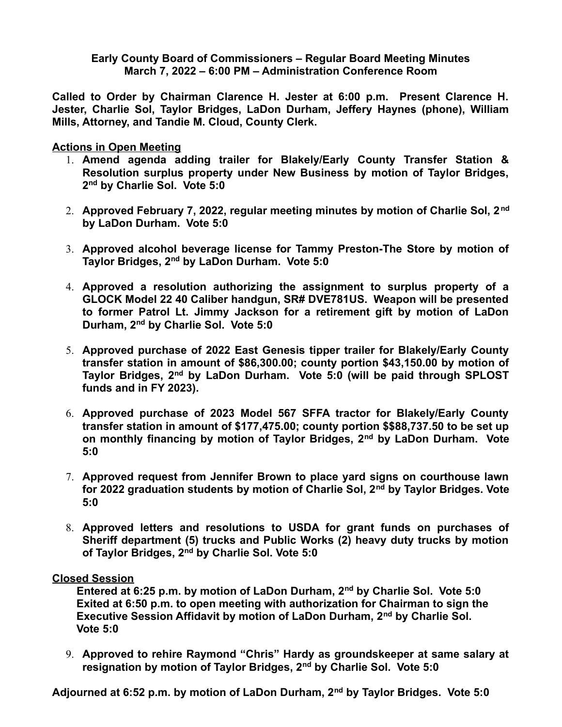**Early County Board of Commissioners – Regular Board Meeting Minutes**
**March 7, 2022 – 6:00 PM – Administration Conference Room**

**Called to Order by Chairman Clarence H. Jester at 6:00 p.m. Present Clarence H. Jester, Charlie Sol, Taylor Bridges, LaDon Durham, Jeffery Haynes (phone), William Mills, Attorney, and Tandie M. Cloud, County Clerk.**

**Actions in Open Meeting**

1. **Amend agenda adding trailer for Blakely/Early County Transfer Station & Resolution surplus property under New Business by motion of Taylor Bridges, 2nd by Charlie Sol. Vote 5:0**

2. **Approved February 7, 2022, regular meeting minutes by motion of Charlie Sol, 2nd by LaDon Durham. Vote 5:0**

3. **Approved alcohol beverage license for Tammy Preston-The Store by motion of Taylor Bridges, 2nd by LaDon Durham. Vote 5:0**

4. **Approved a resolution authorizing the assignment to surplus property of a GLOCK Model 22 40 Caliber handgun, SR# DVE781US. Weapon will be presented to former Patrol Lt. Jimmy Jackson for a retirement gift by motion of LaDon Durham, 2nd by Charlie Sol. Vote 5:0**

5. **Approved purchase of 2022 East Genesis tipper trailer for Blakely/Early County transfer station in amount of $86,300.00; county portion $43,150.00 by motion of Taylor Bridges, 2nd by LaDon Durham. Vote 5:0 (will be paid through SPLOST funds and in FY 2023).**

6. **Approved purchase of 2023 Model 567 SFFA tractor for Blakely/Early County transfer station in amount of $177,475.00; county portion $$88,737.50 to be set up on monthly financing by motion of Taylor Bridges, 2nd by LaDon Durham. Vote 5:0**

7. **Approved request from Jennifer Brown to place yard signs on courthouse lawn for 2022 graduation students by motion of Charlie Sol, 2nd by Taylor Bridges. Vote 5:0**

8. **Approved letters and resolutions to USDA for grant funds on purchases of Sheriff department (5) trucks and Public Works (2) heavy duty trucks by motion of Taylor Bridges, 2nd by Charlie Sol. Vote 5:0**

**Closed Session**

**Entered at 6:25 p.m. by motion of LaDon Durham, 2nd by Charlie Sol. Vote 5:0**
**Exited at 6:50 p.m. to open meeting with authorization for Chairman to sign the Executive Session Affidavit by motion of LaDon Durham, 2nd by Charlie Sol. Vote 5:0**

9. **Approved to rehire Raymond "Chris" Hardy as groundskeeper at same salary at resignation by motion of Taylor Bridges, 2nd by Charlie Sol. Vote 5:0**

**Adjourned at 6:52 p.m. by motion of LaDon Durham, 2nd by Taylor Bridges. Vote 5:0**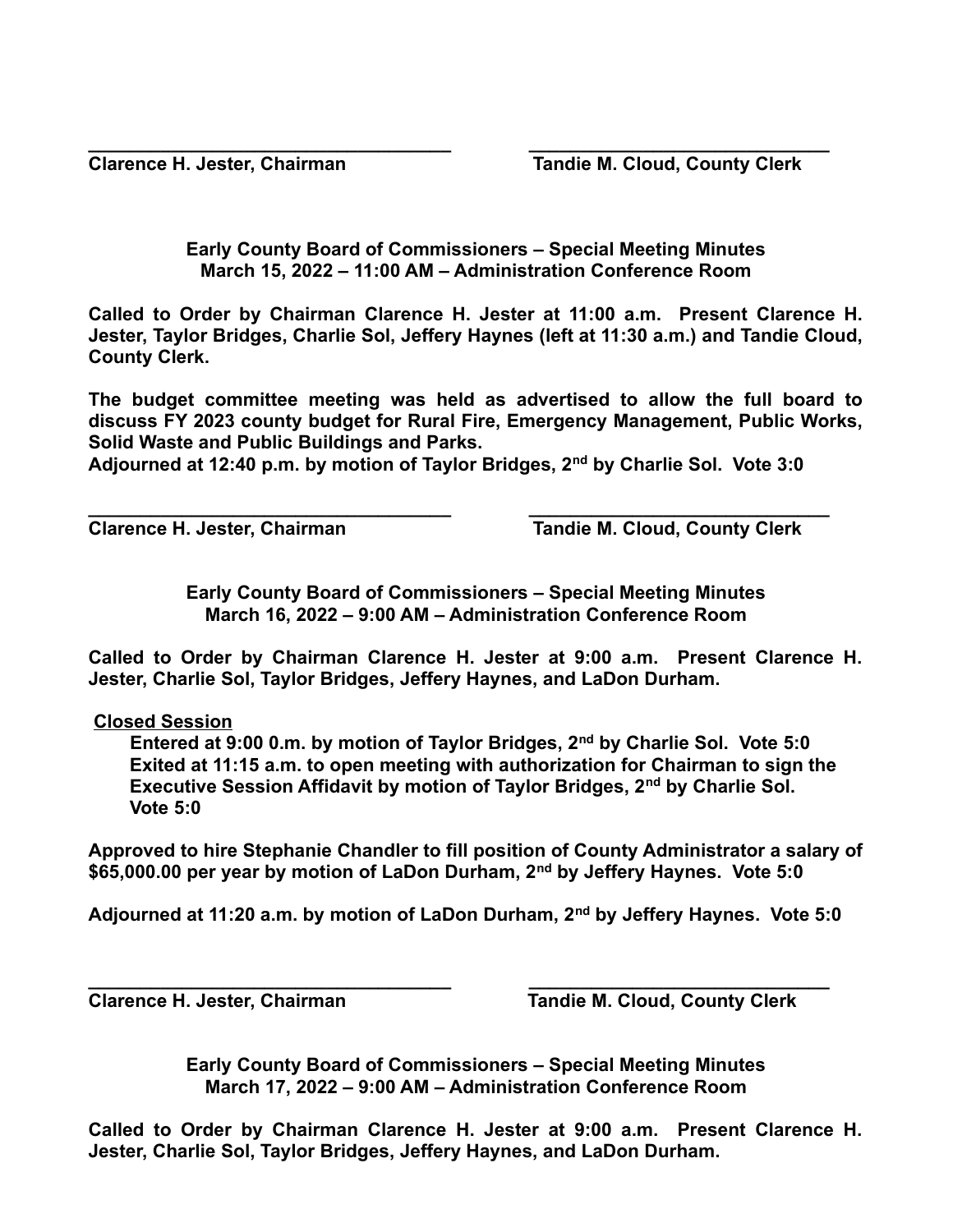\_\_\_\_\_\_\_\_\_\_\_\_\_\_\_\_\_\_\_\_\_\_\_\_\_\_\_\_\_\_\_\_\_\_\_ \_\_\_\_\_\_\_\_\_\_\_\_\_\_\_\_\_\_\_\_\_\_\_\_\_\_\_\_\_\_\_

**Clarence H. Jester, Chairman** **Tandie M. Cloud, County Clerk**

**Early County Board of Commissioners – Special Meeting Minutes**
**March 15, 2022 – 11:00 AM – Administration Conference Room**

**Called to Order by Chairman Clarence H. Jester at 11:00 a.m. Present Clarence H. Jester, Taylor Bridges, Charlie Sol, Jeffery Haynes (left at 11:30 a.m.) and Tandie Cloud, County Clerk.**

**The budget committee meeting was held as advertised to allow the full board to discuss FY 2023 county budget for Rural Fire, Emergency Management, Public Works, Solid Waste and Public Buildings and Parks.**
**Adjourned at 12:40 p.m. by motion of Taylor Bridges, 2nd by Charlie Sol. Vote 3:0**

\_\_\_\_\_\_\_\_\_\_\_\_\_\_\_\_\_\_\_\_\_\_\_\_\_\_\_\_\_\_\_\_\_\_\_ \_\_\_\_\_\_\_\_\_\_\_\_\_\_\_\_\_\_\_\_\_\_\_\_\_\_\_\_\_\_\_

**Clarence H. Jester, Chairman** **Tandie M. Cloud, County Clerk**

**Early County Board of Commissioners – Special Meeting Minutes**
**March 16, 2022 – 9:00 AM – Administration Conference Room**

**Called to Order by Chairman Clarence H. Jester at 9:00 a.m. Present Clarence H. Jester, Charlie Sol, Taylor Bridges, Jeffery Haynes, and LaDon Durham.**

**Closed Session**

**Entered at 9:00 0.m. by motion of Taylor Bridges, 2nd by Charlie Sol. Vote 5:0**
**Exited at 11:15 a.m. to open meeting with authorization for Chairman to sign the Executive Session Affidavit by motion of Taylor Bridges, 2nd by Charlie Sol. Vote 5:0**

**Approved to hire Stephanie Chandler to fill position of County Administrator a salary of $65,000.00 per year by motion of LaDon Durham, 2nd by Jeffery Haynes. Vote 5:0**

**Adjourned at 11:20 a.m. by motion of LaDon Durham, 2nd by Jeffery Haynes. Vote 5:0**

\_\_\_\_\_\_\_\_\_\_\_\_\_\_\_\_\_\_\_\_\_\_\_\_\_\_\_\_\_\_\_\_\_\_\_ \_\_\_\_\_\_\_\_\_\_\_\_\_\_\_\_\_\_\_\_\_\_\_\_\_\_\_\_\_\_\_

**Clarence H. Jester, Chairman** **Tandie M. Cloud, County Clerk**

**Early County Board of Commissioners – Special Meeting Minutes**
**March 17, 2022 – 9:00 AM – Administration Conference Room**

**Called to Order by Chairman Clarence H. Jester at 9:00 a.m. Present Clarence H. Jester, Charlie Sol, Taylor Bridges, Jeffery Haynes, and LaDon Durham.**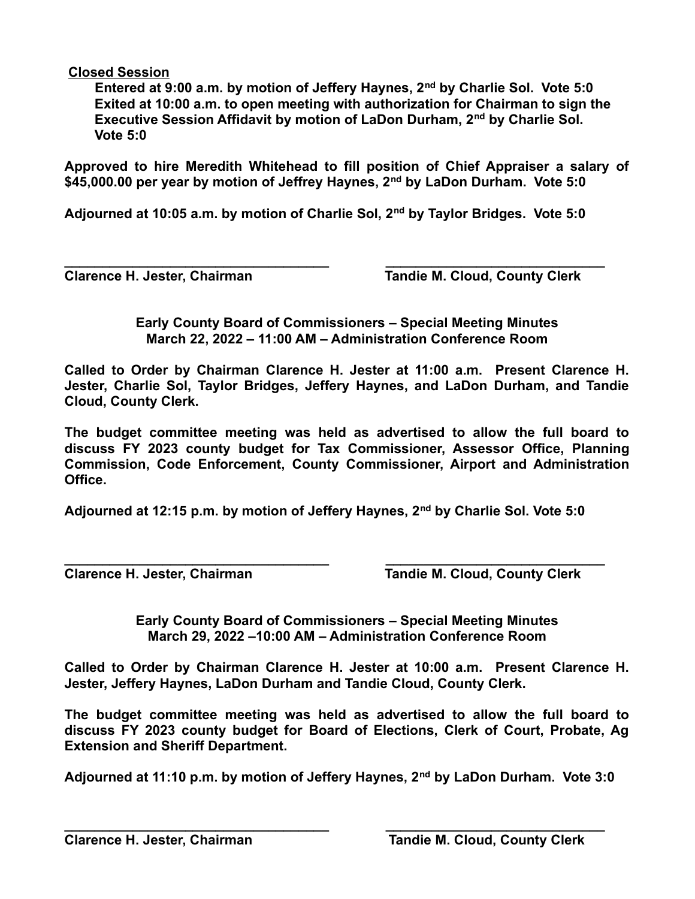**Closed Session**

**Entered at 9:00 a.m. by motion of Jeffery Haynes, 2nd by Charlie Sol. Vote 5:0**
**Exited at 10:00 a.m. to open meeting with authorization for Chairman to sign the Executive Session Affidavit by motion of LaDon Durham, 2nd by Charlie Sol. Vote 5:0**

**Approved to hire Meredith Whitehead to fill position of Chief Appraiser a salary of $45,000.00 per year by motion of Jeffrey Haynes, 2nd by LaDon Durham. Vote 5:0**

**Adjourned at 10:05 a.m. by motion of Charlie Sol, 2nd by Taylor Bridges. Vote 5:0**

**______________________________________ ______________________________**
**Clarence H. Jester, Chairman Tandie M. Cloud, County Clerk**

**Early County Board of Commissioners – Special Meeting Minutes**
**March 22, 2022 – 11:00 AM – Administration Conference Room**

**Called to Order by Chairman Clarence H. Jester at 11:00 a.m. Present Clarence H. Jester, Charlie Sol, Taylor Bridges, Jeffery Haynes, and LaDon Durham, and Tandie Cloud, County Clerk.**

**The budget committee meeting was held as advertised to allow the full board to discuss FY 2023 county budget for Tax Commissioner, Assessor Office, Planning Commission, Code Enforcement, County Commissioner, Airport and Administration Office.**

**Adjourned at 12:15 p.m. by motion of Jeffery Haynes, 2nd by Charlie Sol. Vote 5:0**

**______________________________________ ______________________________**
**Clarence H. Jester, Chairman Tandie M. Cloud, County Clerk**

**Early County Board of Commissioners – Special Meeting Minutes**
**March 29, 2022 –10:00 AM – Administration Conference Room**

**Called to Order by Chairman Clarence H. Jester at 10:00 a.m. Present Clarence H. Jester, Jeffery Haynes, LaDon Durham and Tandie Cloud, County Clerk.**

**The budget committee meeting was held as advertised to allow the full board to discuss FY 2023 county budget for Board of Elections, Clerk of Court, Probate, Ag Extension and Sheriff Department.**

**Adjourned at 11:10 p.m. by motion of Jeffery Haynes, 2nd by LaDon Durham. Vote 3:0**

**______________________________________ ______________________________**
**Clarence H. Jester, Chairman Tandie M. Cloud, County Clerk**